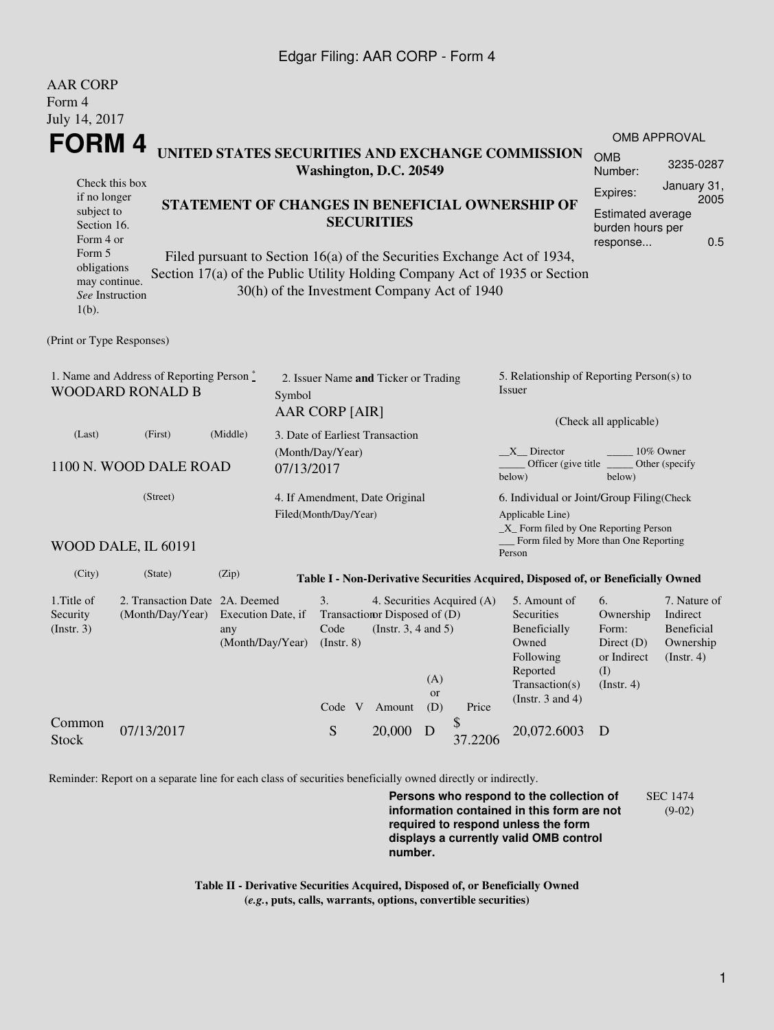AAR CORP
Form 4
July 14, 2017

# FORM 4

**UNITED STATES SECURITIES AND EXCHANGE COMMISSION**
**Washington, D.C. 20549**

| OMB APPROVAL | |
|---|---|
| OMB Number: | 3235-0287 |
| Expires: | January 31, 2005 |
| Estimated average burden hours per response... | 0.5 |

Check this box if no longer subject to Section 16. Form 4 or Form 5 obligations may continue. *See* Instruction 1(b).

**STATEMENT OF CHANGES IN BENEFICIAL OWNERSHIP OF SECURITIES**

Filed pursuant to Section 16(a) of the Securities Exchange Act of 1934, Section 17(a) of the Public Utility Holding Company Act of 1935 or Section 30(h) of the Investment Company Act of 1940

(Print or Type Responses)

1. Name and Address of Reporting Person *
WOODARD RONALD B

(Last) (First) (Middle)

1100 N. WOOD DALE ROAD

(Street)

WOOD DALE, IL 60191

(City) (State) (Zip)

2. Issuer Name **and** Ticker or Trading Symbol
AAR CORP [AIR]

3. Date of Earliest Transaction (Month/Day/Year)
07/13/2017

4. If Amendment, Date Original Filed(Month/Day/Year)

5. Relationship of Reporting Person(s) to Issuer

(Check all applicable)

\_\_X\_\_ Director
\_\_\_\_\_ 10% Owner
\_\_\_\_\_ Officer (give title below)
\_\_\_\_\_ Other (specify below)

6. Individual or Joint/Group Filing(Check Applicable Line)
\_X\_ Form filed by One Reporting Person
\_\_\_ Form filed by More than One Reporting Person

**Table I - Non-Derivative Securities Acquired, Disposed of, or Beneficially Owned**

| 1.Title of Security (Instr. 3) | 2. Transaction Date (Month/Day/Year) | 2A. Deemed Execution Date, if any (Month/Day/Year) | 3. Transaction Code (Instr. 8) | | 4. Securities Acquired (A) or Disposed of (D) (Instr. 3, 4 and 5) | | | 5. Amount of Securities Beneficially Owned Following Reported Transaction(s) (Instr. 3 and 4) | 6. Ownership Form: Direct (D) or Indirect (I) (Instr. 4) | 7. Nature of Indirect Beneficial Ownership (Instr. 4) |
|---|---|---|---|---|---|---|---|---|---|---|
| | | | Code | V | Amount | (A) or (D) | Price | | | |
| Common Stock | 07/13/2017 | | S | | 20,000 | D | $ 37.2206 | 20,072.6003 | D | |

Reminder: Report on a separate line for each class of securities beneficially owned directly or indirectly.

**Persons who respond to the collection of information contained in this form are not required to respond unless the form displays a currently valid OMB control number.**

SEC 1474 (9-02)

**Table II - Derivative Securities Acquired, Disposed of, or Beneficially Owned**
**(*e.g.*, puts, calls, warrants, options, convertible securities)**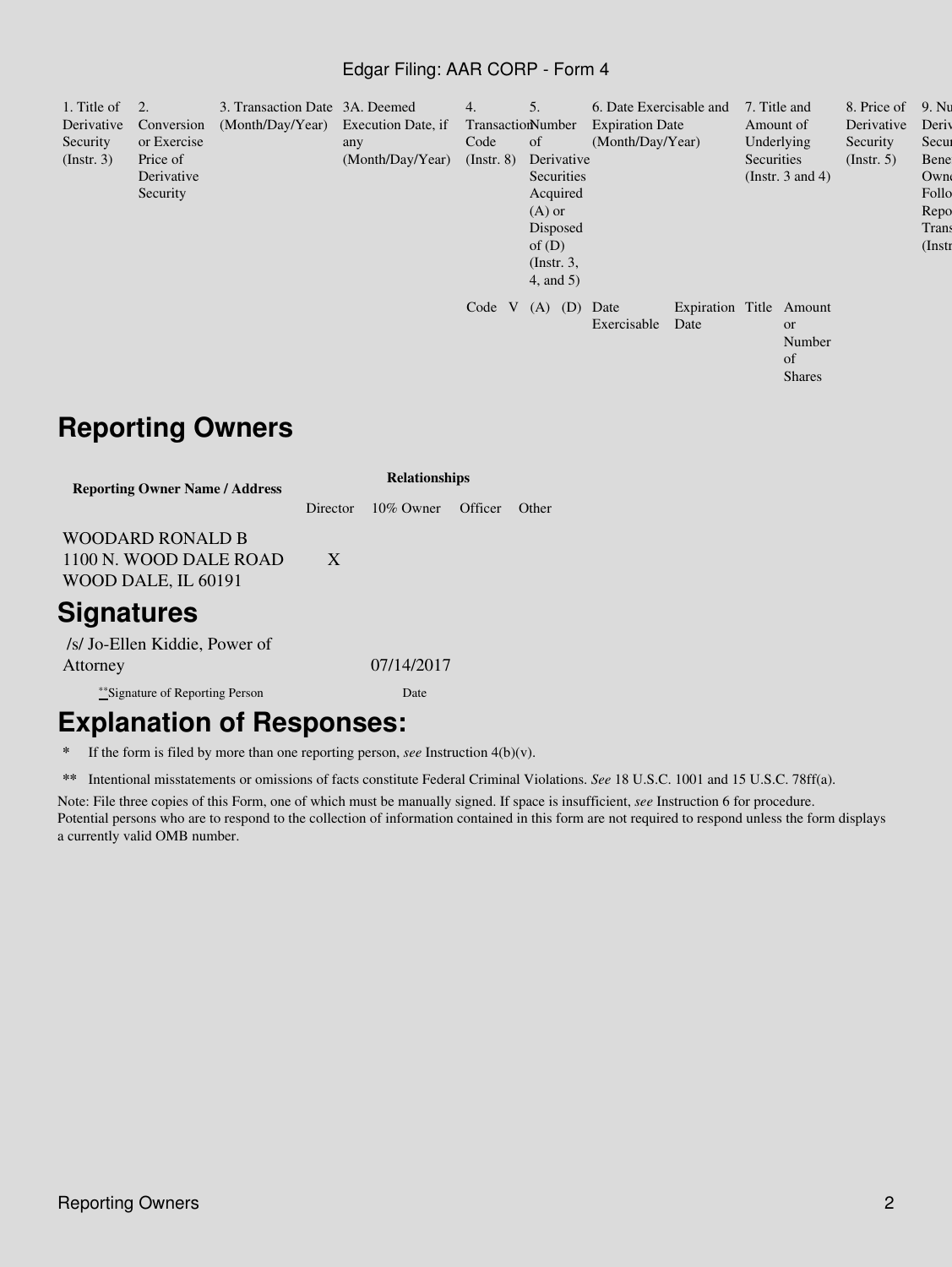| 1. Title of Derivative Security (Instr. 3) | 2. Conversion or Exercise Price of Derivative Security | 3. Transaction Date (Month/Day/Year) | 3A. Deemed Execution Date, if any (Month/Day/Year) | 4. Transaction Code (Instr. 8) | | 5. Number of Derivative Securities Acquired (A) or Disposed of (D) (Instr. 3, 4, and 5) | | 6. Date Exercisable and Expiration Date (Month/Day/Year) | | 7. Title and Amount of Underlying Securities (Instr. 3 and 4) | | 8. Price of Derivative Security (Instr. 5) | 9. Nu Deriv Secur Bene Owne Follo Repo Trans (Instr |
|---|---|---|---|---|---|---|---|---|---|---|---|---|---|
| | | | | Code | V | (A) | (D) | Date Exercisable | Expiration Date | Title | Amount or Number of Shares | | |

## Reporting Owners

| Reporting Owner Name / Address | Relationships | | | |
|---|---|---|---|---|
| | Director | 10% Owner | Officer | Other |
| WOODARD RONALD B<br>1100 N. WOOD DALE ROAD<br>WOOD DALE, IL 60191 | X | | | |

## Signatures

| | |
|---|---|
| /s/ Jo-Ellen Kiddie, Power of Attorney | 07/14/2017 |
| **Signature of Reporting Person | Date |

## Explanation of Responses:

\* If the form is filed by more than one reporting person, *see* Instruction 4(b)(v).

\*\* Intentional misstatements or omissions of facts constitute Federal Criminal Violations. *See* 18 U.S.C. 1001 and 15 U.S.C. 78ff(a).

Note: File three copies of this Form, one of which must be manually signed. If space is insufficient, *see* Instruction 6 for procedure.
Potential persons who are to respond to the collection of information contained in this form are not required to respond unless the form displays a currently valid OMB number.